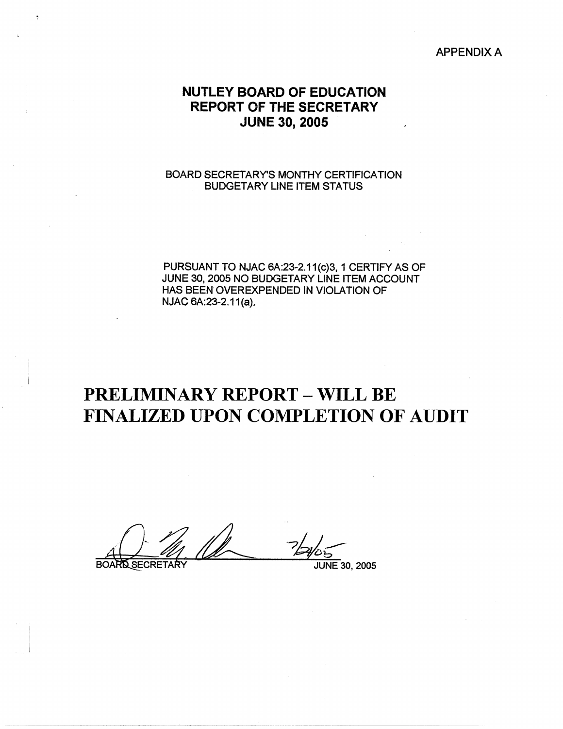APPENDIX A

# NUTLEY BOARD OF EDUCATION
# REPORT OF THE SECRETARY
# JUNE 30, 2005

BOARD SECRETARY'S MONTHY CERTIFICATION
BUDGETARY LINE ITEM STATUS

PURSUANT TO NJAC 6A:23-2.11(c)3, 1 CERTIFY AS OF JUNE 30, 2005 NO BUDGETARY LINE ITEM ACCOUNT HAS BEEN OVEREXPENDED IN VIOLATION OF NJAC 6A:23-2.11(a).

# PRELIMINARY REPORT – WILL BE FINALIZED UPON COMPLETION OF AUDIT

7/21/05

BOARD SECRETARY JUNE 30, 2005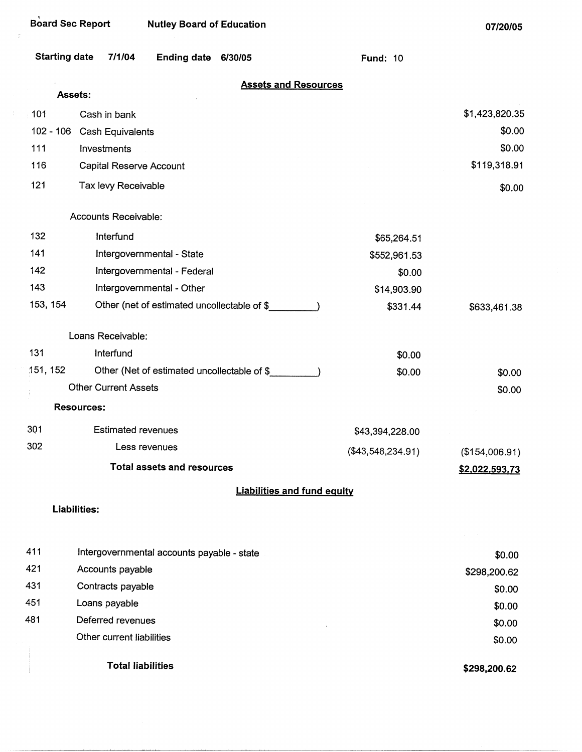Board Sec Report | Nutley Board of Education | 07/20/05

Starting date 7/1/04 | Ending date 6/30/05 | Fund: 10

## Assets and Resources

**Assets:**

| Code | Description | | Amount |
|---|---|---|---|
| 101 | Cash in bank | | $1,423,820.35 |
| 102 - 106 | Cash Equivalents | | $0.00 |
| 111 | Investments | | $0.00 |
| 116 | Capital Reserve Account | | $119,318.91 |
| 121 | Tax levy Receivable | | $0.00 |
| | Accounts Receivable: | | |
| 132 | Interfund | $65,264.51 | |
| 141 | Intergovernmental - State | $552,961.53 | |
| 142 | Intergovernmental - Federal | $0.00 | |
| 143 | Intergovernmental - Other | $14,903.90 | |
| 153, 154 | Other (net of estimated uncollectable of $_________) | $331.44 | $633,461.38 |
| | Loans Receivable: | | |
| 131 | Interfund | $0.00 | |
| 151, 152 | Other (Net of estimated uncollectable of $_________) | $0.00 | $0.00 |
| | Other Current Assets | | $0.00 |
| | **Resources:** | | |
| 301 | Estimated revenues | $43,394,228.00 | |
| 302 | Less revenues | ($43,548,234.91) | ($154,006.91) |
| | **Total assets and resources** | | **$2,022,593.73** |

## Liabilities and fund equity

**Liabilities:**

| Code | Description | Amount |
|---|---|---|
| 411 | Intergovernmental accounts payable - state | $0.00 |
| 421 | Accounts payable | $298,200.62 |
| 431 | Contracts payable | $0.00 |
| 451 | Loans payable | $0.00 |
| 481 | Deferred revenues | $0.00 |
| | Other current liabilities | $0.00 |
| | **Total liabilities** | **$298,200.62** |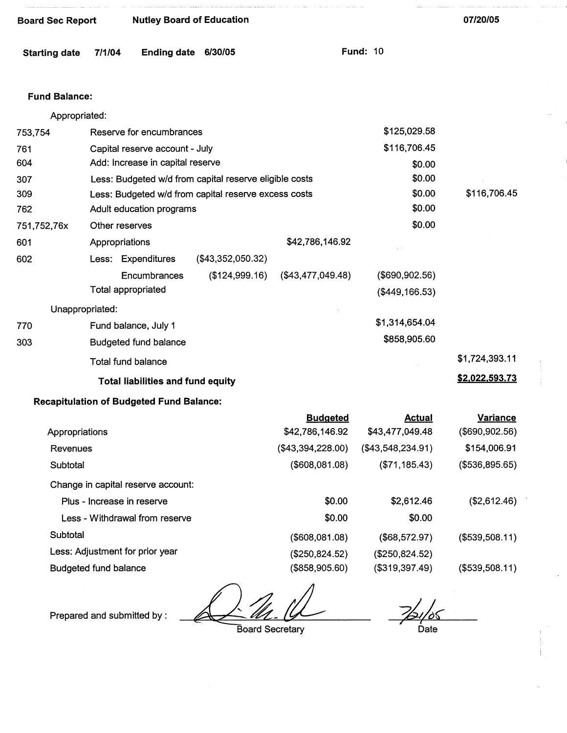**Board Sec Report** **Nutley Board of Education** **07/20/05**

**Starting date** **7/1/04** **Ending date** **6/30/05** **Fund:** 10

**Fund Balance:**

Appropriated:

| Code | Description | | | | |
|---|---|---|---|---|---|
| 753,754 | Reserve for encumbrances | | | $125,029.58 | |
| 761 | Capital reserve account - July | | | $116,706.45 | |
| 604 | Add: Increase in capital reserve | | | $0.00 | |
| 307 | Less: Budgeted w/d from capital reserve eligible costs | | | $0.00 | |
| 309 | Less: Budgeted w/d from capital reserve excess costs | | | $0.00 | $116,706.45 |
| 762 | Adult education programs | | | $0.00 | |
| 751,752,76x | Other reserves | | | $0.00 | |
| 601 | Appropriations | | $42,786,146.92 | | |
| 602 | Less: Expenditures | ($43,352,050.32) | | | |
| | Encumbrances | ($124,999.16) | ($43,477,049.48) | ($690,902.56) | |
| | Total appropriated | | | ($449,166.53) | |

Unappropriated:

| Code | Description | | |
|---|---|---|---|
| 770 | Fund balance, July 1 | $1,314,654.04 | |
| 303 | Budgeted fund balance | $858,905.60 | |
| | Total fund balance | | $1,724,393.11 |
| | **Total liabilities and fund equity** | | **$2,022,593.73** |

**Recapitulation of Budgeted Fund Balance:**

| | Budgeted | Actual | Variance |
|---|---|---|---|
| Appropriations | $42,786,146.92 | $43,477,049.48 | ($690,902.56) |
| Revenues | ($43,394,228.00) | ($43,548,234.91) | $154,006.91 |
| Subtotal | ($608,081.08) | ($71,185.43) | ($536,895.65) |
| Change in capital reserve account: | | | |
| Plus - Increase in reserve | $0.00 | $2,612.46 | ($2,612.46) |
| Less - Withdrawal from reserve | $0.00 | $0.00 | |
| Subtotal | ($608,081.08) | ($68,572.97) | ($539,508.11) |
| Less: Adjustment for prior year | ($250,824.52) | ($250,824.52) | |
| Budgeted fund balance | ($858,905.60) | ($319,397.49) | ($539,508.11) |

Prepared and submitted by : ______________________ Board Secretary    7/21/05 Date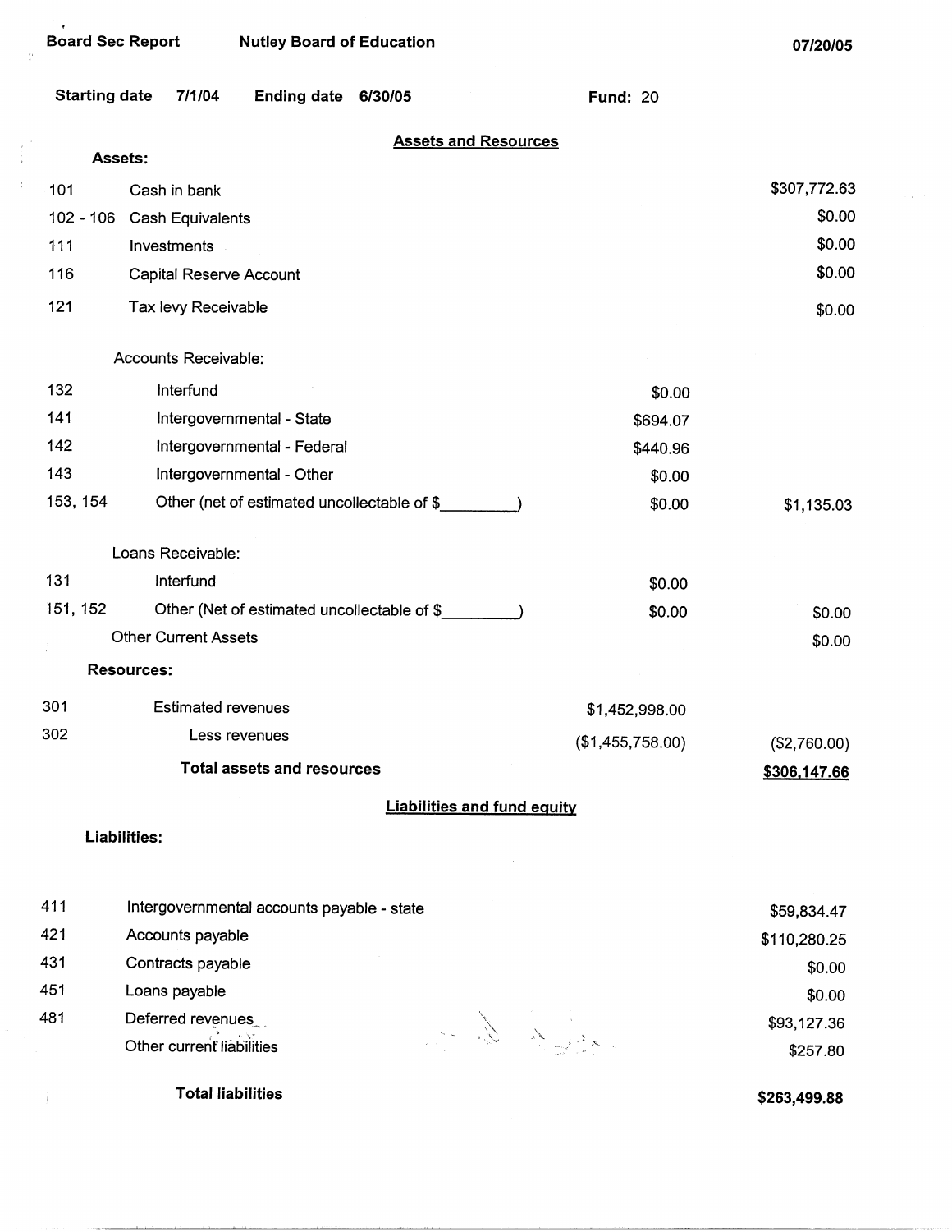**Board Sec Report** **Nutley Board of Education** **07/20/05**

**Starting date** 7/1/04 **Ending date** 6/30/05 **Fund:** 20

## Assets and Resources

**Assets:**

| Code | Description | | Amount |
|---|---|---|---|
| 101 | Cash in bank | | $307,772.63 |
| 102 - 106 | Cash Equivalents | | $0.00 |
| 111 | Investments | | $0.00 |
| 116 | Capital Reserve Account | | $0.00 |
| 121 | Tax levy Receivable | | $0.00 |
| | Accounts Receivable: | | |
| 132 | Interfund | $0.00 | |
| 141 | Intergovernmental - State | $694.07 | |
| 142 | Intergovernmental - Federal | $440.96 | |
| 143 | Intergovernmental - Other | $0.00 | |
| 153, 154 | Other (net of estimated uncollectable of $\_\_\_\_\_\_\_\_\_) | $0.00 | $1,135.03 |
| | Loans Receivable: | | |
| 131 | Interfund | $0.00 | |
| 151, 152 | Other (Net of estimated uncollectable of $\_\_\_\_\_\_\_\_\_) | $0.00 | $0.00 |
| | Other Current Assets | | $0.00 |

**Resources:**

| Code | Description | | Amount |
|---|---|---|---|
| 301 | Estimated revenues | $1,452,998.00 | |
| 302 | Less revenues | ($1,455,758.00) | ($2,760.00) |
| | **Total assets and resources** | | **$306,147.66** |

## Liabilities and fund equity

**Liabilities:**

| Code | Description | Amount |
|---|---|---|
| 411 | Intergovernmental accounts payable - state | $59,834.47 |
| 421 | Accounts payable | $110,280.25 |
| 431 | Contracts payable | $0.00 |
| 451 | Loans payable | $0.00 |
| 481 | Deferred revenues | $93,127.36 |
| | Other current liabilities | $257.80 |
| | **Total liabilities** | **$263,499.88** |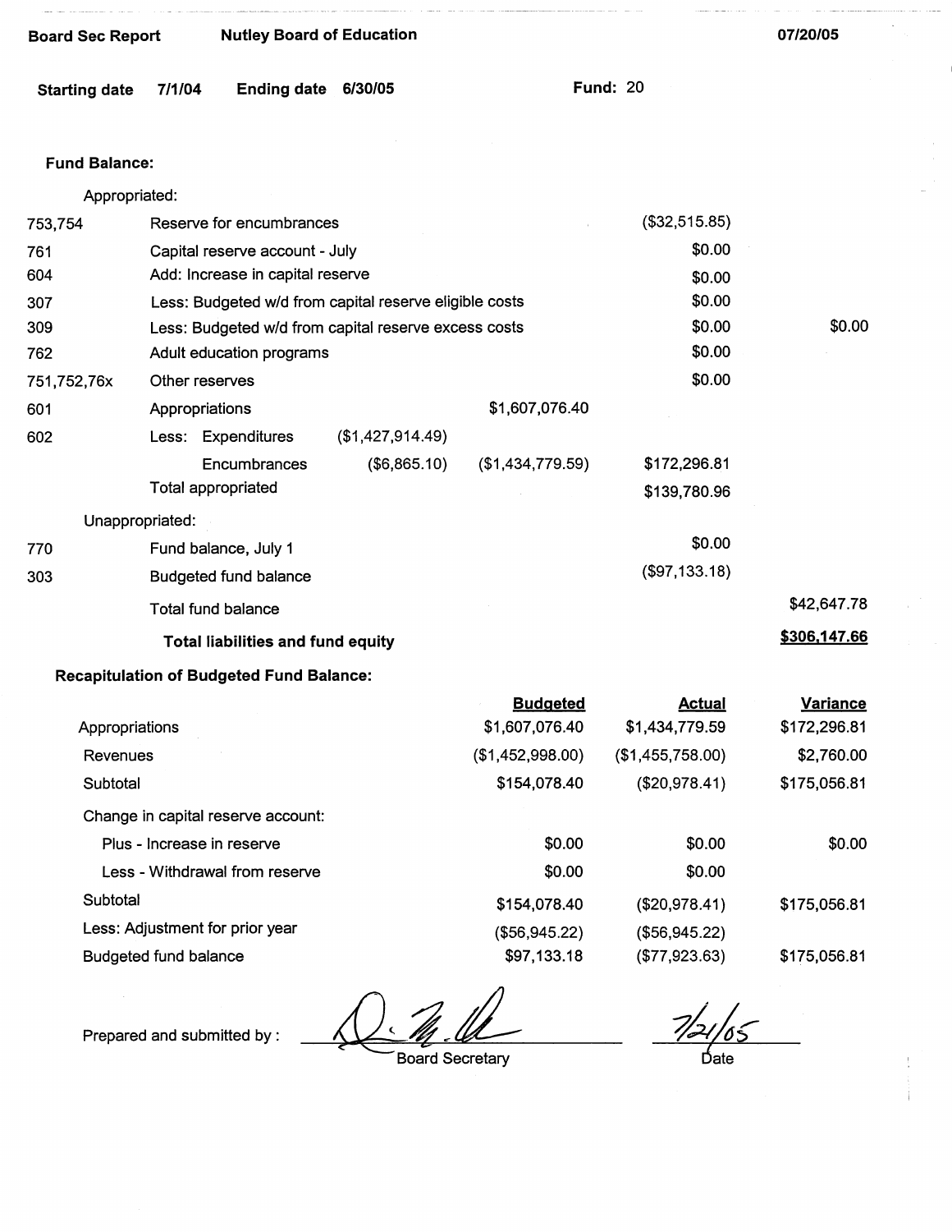**Board Sec Report** **Nutley Board of Education** **07/20/05**

**Starting date** **7/1/04** **Ending date** **6/30/05** **Fund:** 20

**Fund Balance:**

| | | | | | |
|---|---|---|---|---|---|
| | Appropriated: | | | | |
| 753,754 | Reserve for encumbrances | | | ($32,515.85) | |
| 761 | Capital reserve account - July | | | $0.00 | |
| 604 | Add: Increase in capital reserve | | | $0.00 | |
| 307 | Less: Budgeted w/d from capital reserve eligible costs | | | $0.00 | |
| 309 | Less: Budgeted w/d from capital reserve excess costs | | | $0.00 | $0.00 |
| 762 | Adult education programs | | | $0.00 | |
| 751,752,76x | Other reserves | | | $0.00 | |
| 601 | Appropriations | | $1,607,076.40 | | |
| 602 | Less: Expenditures | ($1,427,914.49) | | | |
| | Encumbrances | ($6,865.10) | ($1,434,779.59) | $172,296.81 | |
| | Total appropriated | | | $139,780.96 | |
| | Unappropriated: | | | | |
| 770 | Fund balance, July 1 | | | $0.00 | |
| 303 | Budgeted fund balance | | | ($97,133.18) | |
| | Total fund balance | | | | $42,647.78 |
| | **Total liabilities and fund equity** | | | | **$306,147.66** |

**Recapitulation of Budgeted Fund Balance:**

| | Budgeted | Actual | Variance |
|---|---|---|---|
| Appropriations | $1,607,076.40 | $1,434,779.59 | $172,296.81 |
| Revenues | ($1,452,998.00) | ($1,455,758.00) | $2,760.00 |
| Subtotal | $154,078.40 | ($20,978.41) | $175,056.81 |
| Change in capital reserve account: | | | |
| Plus - Increase in reserve | $0.00 | $0.00 | $0.00 |
| Less - Withdrawal from reserve | $0.00 | $0.00 | |
| Subtotal | $154,078.40 | ($20,978.41) | $175,056.81 |
| Less: Adjustment for prior year | ($56,945.22) | ($56,945.22) | |
| Budgeted fund balance | $97,133.18 | ($77,923.63) | $175,056.81 |

Prepared and submitted by : ______________________ Board Secretary     7/21/05 Date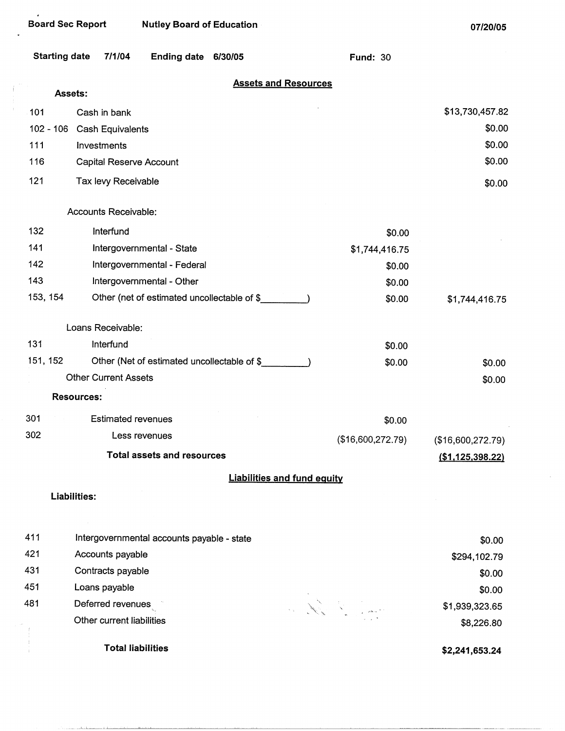**Board Sec Report** **Nutley Board of Education** **07/20/05**

**Starting date** 7/1/04 **Ending date** 6/30/05 **Fund:** 30

## Assets and Resources

**Assets:**

| Code | Description | | Amount |
|---|---|---|---|
| 101 | Cash in bank | | $13,730,457.82 |
| 102 - 106 | Cash Equivalents | | $0.00 |
| 111 | Investments | | $0.00 |
| 116 | Capital Reserve Account | | $0.00 |
| 121 | Tax levy Receivable | | $0.00 |
| | Accounts Receivable: | | |
| 132 | Interfund | $0.00 | |
| 141 | Intergovernmental - State | $1,744,416.75 | |
| 142 | Intergovernmental - Federal | $0.00 | |
| 143 | Intergovernmental - Other | $0.00 | |
| 153, 154 | Other (net of estimated uncollectable of $_________) | $0.00 | $1,744,416.75 |
| | Loans Receivable: | | |
| 131 | Interfund | $0.00 | |
| 151, 152 | Other (Net of estimated uncollectable of $_________) | $0.00 | $0.00 |
| | Other Current Assets | | $0.00 |
| | **Resources:** | | |
| 301 | Estimated revenues | $0.00 | |
| 302 | Less revenues | ($16,600,272.79) | ($16,600,272.79) |
| | **Total assets and resources** | | **($1,125,398.22)** |

## Liabilities and fund equity

**Liabilities:**

| Code | Description | Amount |
|---|---|---|
| 411 | Intergovernmental accounts payable - state | $0.00 |
| 421 | Accounts payable | $294,102.79 |
| 431 | Contracts payable | $0.00 |
| 451 | Loans payable | $0.00 |
| 481 | Deferred revenues | $1,939,323.65 |
| | Other current liabilities | $8,226.80 |
| | **Total liabilities** | **$2,241,653.24** |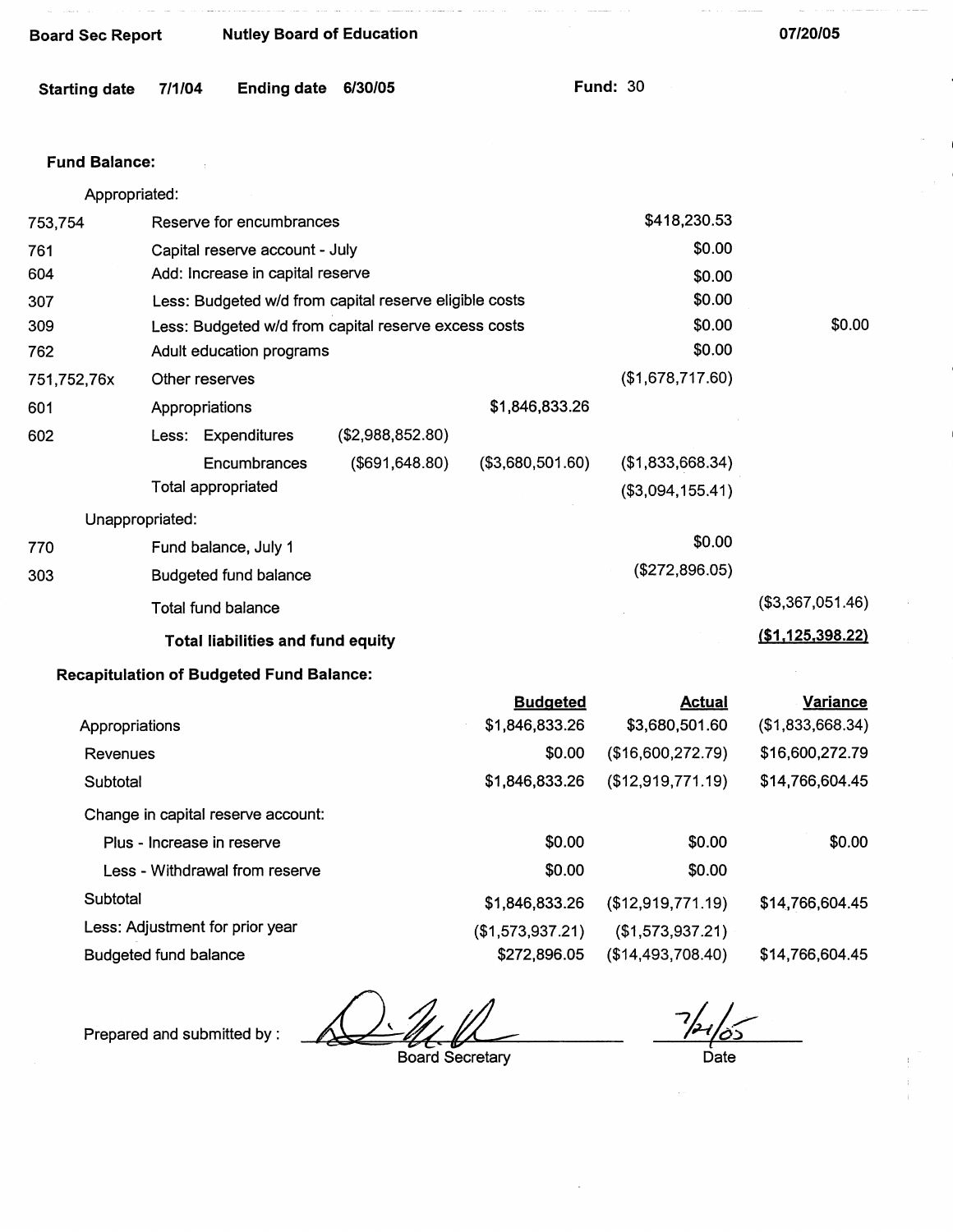| Board Sec Report | Nutley Board of Education | | | 07/20/05 |
|---|---|---|---|---|

**Starting date** 7/1/04 **Ending date** 6/30/05 **Fund:** 30

**Fund Balance:**

| Code | Description | | | | |
|---|---|---|---|---|---|
| | Appropriated: | | | | |
| 753,754 | Reserve for encumbrances | | | $418,230.53 | |
| 761 | Capital reserve account - July | | | $0.00 | |
| 604 | Add: Increase in capital reserve | | | $0.00 | |
| 307 | Less: Budgeted w/d from capital reserve eligible costs | | | $0.00 | |
| 309 | Less: Budgeted w/d from capital reserve excess costs | | | $0.00 | $0.00 |
| 762 | Adult education programs | | | $0.00 | |
| 751,752,76x | Other reserves | | | ($1,678,717.60) | |
| 601 | Appropriations | | $1,846,833.26 | | |
| 602 | Less: Expenditures | ($2,988,852.80) | | | |
| | Encumbrances | ($691,648.80) | ($3,680,501.60) | ($1,833,668.34) | |
| | Total appropriated | | | ($3,094,155.41) | |
| | Unappropriated: | | | | |
| 770 | Fund balance, July 1 | | | $0.00 | |
| 303 | Budgeted fund balance | | | ($272,896.05) | |
| | Total fund balance | | | | ($3,367,051.46) |
| | **Total liabilities and fund equity** | | | | **($1,125,398.22)** |

**Recapitulation of Budgeted Fund Balance:**

| | Budgeted | Actual | Variance |
|---|---|---|---|
| Appropriations | $1,846,833.26 | $3,680,501.60 | ($1,833,668.34) |
| Revenues | $0.00 | ($16,600,272.79) | $16,600,272.79 |
| Subtotal | $1,846,833.26 | ($12,919,771.19) | $14,766,604.45 |
| Change in capital reserve account: | | | |
| Plus - Increase in reserve | $0.00 | $0.00 | $0.00 |
| Less - Withdrawal from reserve | $0.00 | $0.00 | |
| Subtotal | $1,846,833.26 | ($12,919,771.19) | $14,766,604.45 |
| Less: Adjustment for prior year | ($1,573,937.21) | ($1,573,937.21) | |
| Budgeted fund balance | $272,896.05 | ($14,493,708.40) | $14,766,604.45 |

Prepared and submitted by : ____________________ Board Secretary    7/21/05 Date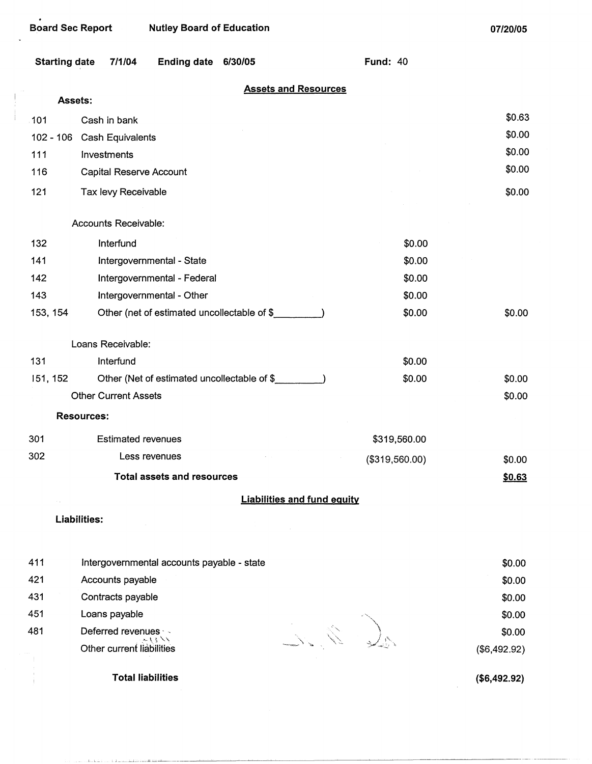Board Sec Report　　Nutley Board of Education　　07/20/05

**Starting date** 7/1/04　**Ending date** 6/30/05　　**Fund:** 40

## Assets and Resources

**Assets:**

| Code | Description | | Amount |
|---|---|---|---|
| 101 | Cash in bank | | $0.63 |
| 102 - 106 | Cash Equivalents | | $0.00 |
| 111 | Investments | | $0.00 |
| 116 | Capital Reserve Account | | $0.00 |
| 121 | Tax levy Receivable | | $0.00 |
| | Accounts Receivable: | | |
| 132 | Interfund | $0.00 | |
| 141 | Intergovernmental - State | $0.00 | |
| 142 | Intergovernmental - Federal | $0.00 | |
| 143 | Intergovernmental - Other | $0.00 | |
| 153, 154 | Other (net of estimated uncollectable of $_________) | $0.00 | $0.00 |
| | Loans Receivable: | | |
| 131 | Interfund | $0.00 | |
| 151, 152 | Other (Net of estimated uncollectable of $_________) | $0.00 | $0.00 |
| | Other Current Assets | | $0.00 |
| | **Resources:** | | |
| 301 | Estimated revenues | $319,560.00 | |
| 302 | Less revenues | ($319,560.00) | $0.00 |
| | **Total assets and resources** | | **$0.63** |

## Liabilities and fund equity

**Liabilities:**

| Code | Description | Amount |
|---|---|---|
| 411 | Intergovernmental accounts payable - state | $0.00 |
| 421 | Accounts payable | $0.00 |
| 431 | Contracts payable | $0.00 |
| 451 | Loans payable | $0.00 |
| 481 | Deferred revenues | $0.00 |
| | Other current liabilities | ($6,492.92) |
| | **Total liabilities** | **($6,492.92)** |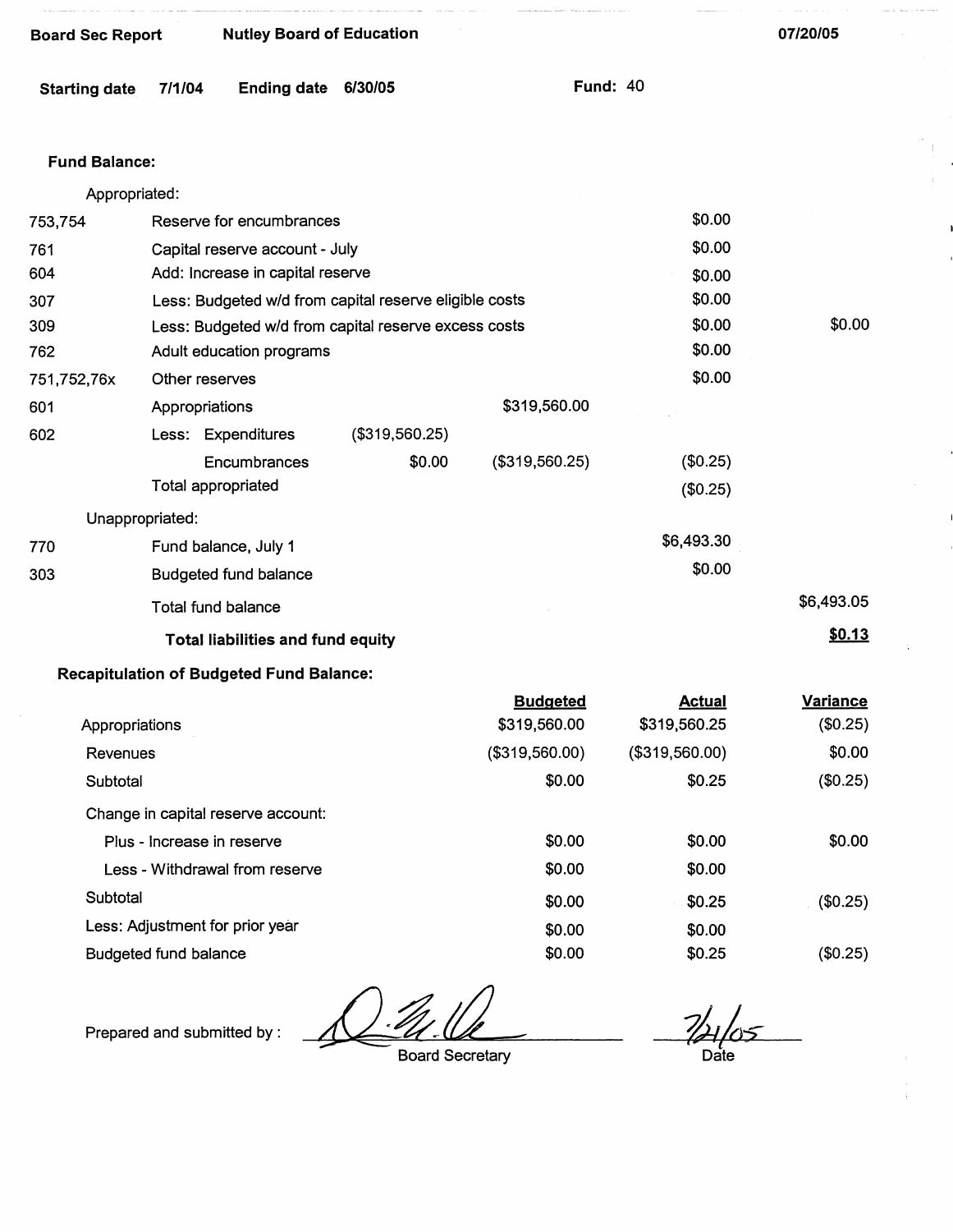**Board Sec Report** **Nutley Board of Education** **07/20/05**

**Starting date** **7/1/04** **Ending date** **6/30/05** **Fund:** 40

**Fund Balance:**

| Code | Description | | | | |
|---|---|---|---|---|---|
| | Appropriated: | | | | |
| 753,754 | Reserve for encumbrances | | | $0.00 | |
| 761 | Capital reserve account - July | | | $0.00 | |
| 604 | Add: Increase in capital reserve | | | $0.00 | |
| 307 | Less: Budgeted w/d from capital reserve eligible costs | | | $0.00 | |
| 309 | Less: Budgeted w/d from capital reserve excess costs | | | $0.00 | $0.00 |
| 762 | Adult education programs | | | $0.00 | |
| 751,752,76x | Other reserves | | | $0.00 | |
| 601 | Appropriations | | $319,560.00 | | |
| 602 | Less: Expenditures | ($319,560.25) | | | |
| | Encumbrances | $0.00 | ($319,560.25) | ($0.25) | |
| | Total appropriated | | | ($0.25) | |
| | Unappropriated: | | | | |
| 770 | Fund balance, July 1 | | | $6,493.30 | |
| 303 | Budgeted fund balance | | | $0.00 | |
| | Total fund balance | | | | $6,493.05 |
| | **Total liabilities and fund equity** | | | | **$0.13** |

**Recapitulation of Budgeted Fund Balance:**

| | Budgeted | Actual | Variance |
|---|---|---|---|
| Appropriations | $319,560.00 | $319,560.25 | ($0.25) |
| Revenues | ($319,560.00) | ($319,560.00) | $0.00 |
| Subtotal | $0.00 | $0.25 | ($0.25) |
| Change in capital reserve account: | | | |
| Plus - Increase in reserve | $0.00 | $0.00 | $0.00 |
| Less - Withdrawal from reserve | $0.00 | $0.00 | |
| Subtotal | $0.00 | $0.25 | ($0.25) |
| Less: Adjustment for prior year | $0.00 | $0.00 | |
| Budgeted fund balance | $0.00 | $0.25 | ($0.25) |

Prepared and submitted by : _________________ Board Secretary    7/21/05 Date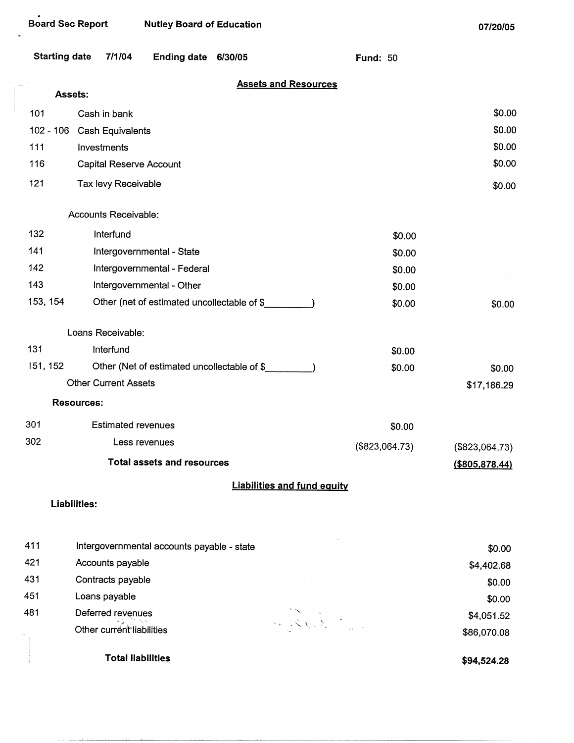Board Sec Report | Nutley Board of Education | 07/20/05

Starting date 7/1/04 | Ending date 6/30/05 | Fund: 50

## Assets and Resources

| | | | |
|---|---|---|---|
| **Assets:** | | | |
| 101 | Cash in bank | | $0.00 |
| 102 - 106 | Cash Equivalents | | $0.00 |
| 111 | Investments | | $0.00 |
| 116 | Capital Reserve Account | | $0.00 |
| 121 | Tax levy Receivable | | $0.00 |
| | Accounts Receivable: | | |
| 132 | Interfund | $0.00 | |
| 141 | Intergovernmental - State | $0.00 | |
| 142 | Intergovernmental - Federal | $0.00 | |
| 143 | Intergovernmental - Other | $0.00 | |
| 153, 154 | Other (net of estimated uncollectable of $_________) | $0.00 | $0.00 |
| | Loans Receivable: | | |
| 131 | Interfund | $0.00 | |
| 151, 152 | Other (Net of estimated uncollectable of $_________) | $0.00 | $0.00 |
| | Other Current Assets | | $17,186.29 |
| **Resources:** | | | |
| 301 | Estimated revenues | $0.00 | |
| 302 | Less revenues | ($823,064.73) | ($823,064.73) |
| | **Total assets and resources** | | **($805,878.44)** |

## Liabilities and fund equity

| | | |
|---|---|---|
| **Liabilities:** | | |
| 411 | Intergovernmental accounts payable - state | $0.00 |
| 421 | Accounts payable | $4,402.68 |
| 431 | Contracts payable | $0.00 |
| 451 | Loans payable | $0.00 |
| 481 | Deferred revenues | $4,051.52 |
| | Other current liabilities | $86,070.08 |
| | **Total liabilities** | **$94,524.28** |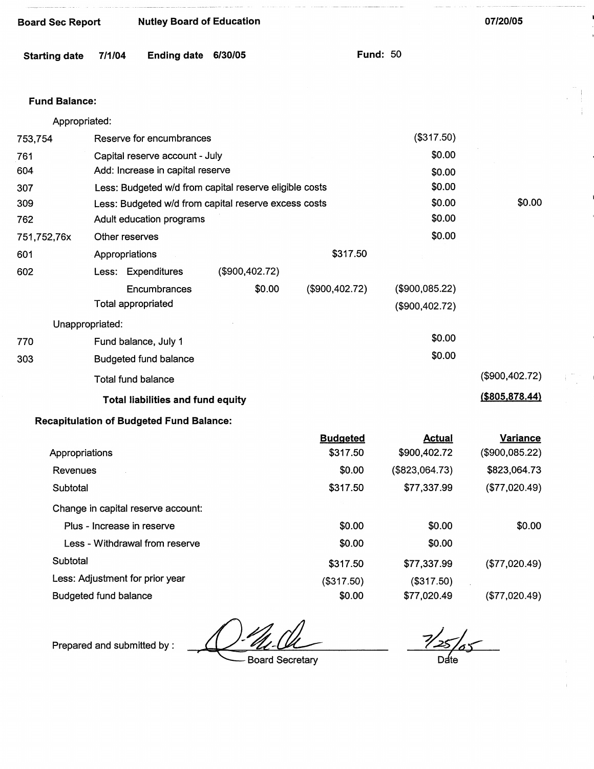**Board Sec Report** | **Nutley Board of Education** | **07/20/05**

**Starting date** 7/1/04 **Ending date** 6/30/05 **Fund:** 50

**Fund Balance:**

Appropriated:

| Code | Description | | | | |
|---|---|---|---|---|---|
| 753,754 | Reserve for encumbrances | | | ($317.50) | |
| 761 | Capital reserve account - July | | | $0.00 | |
| 604 | Add: Increase in capital reserve | | | $0.00 | |
| 307 | Less: Budgeted w/d from capital reserve eligible costs | | | $0.00 | |
| 309 | Less: Budgeted w/d from capital reserve excess costs | | | $0.00 | $0.00 |
| 762 | Adult education programs | | | $0.00 | |
| 751,752,76x | Other reserves | | | $0.00 | |
| 601 | Appropriations | | $317.50 | | |
| 602 | Less: Expenditures | ($900,402.72) | | | |
| | Encumbrances | $0.00 | ($900,402.72) | ($900,085.22) | |
| | Total appropriated | | | ($900,402.72) | |

Unappropriated:

| Code | Description | | |
|---|---|---|---|
| 770 | Fund balance, July 1 | $0.00 | |
| 303 | Budgeted fund balance | $0.00 | |
| | Total fund balance | | ($900,402.72) |
| | **Total liabilities and fund equity** | | **($805,878.44)** |

**Recapitulation of Budgeted Fund Balance:**

| | Budgeted | Actual | Variance |
|---|---|---|---|
| Appropriations | $317.50 | $900,402.72 | ($900,085.22) |
| Revenues | $0.00 | ($823,064.73) | $823,064.73 |
| Subtotal | $317.50 | $77,337.99 | ($77,020.49) |
| Change in capital reserve account: | | | |
| Plus - Increase in reserve | $0.00 | $0.00 | $0.00 |
| Less - Withdrawal from reserve | $0.00 | $0.00 | |
| Subtotal | $317.50 | $77,337.99 | ($77,020.49) |
| Less: Adjustment for prior year | ($317.50) | ($317.50) | |
| Budgeted fund balance | $0.00 | $77,020.49 | ($77,020.49) |

Prepared and submitted by : ______________ Board Secretary    7/25/05 Date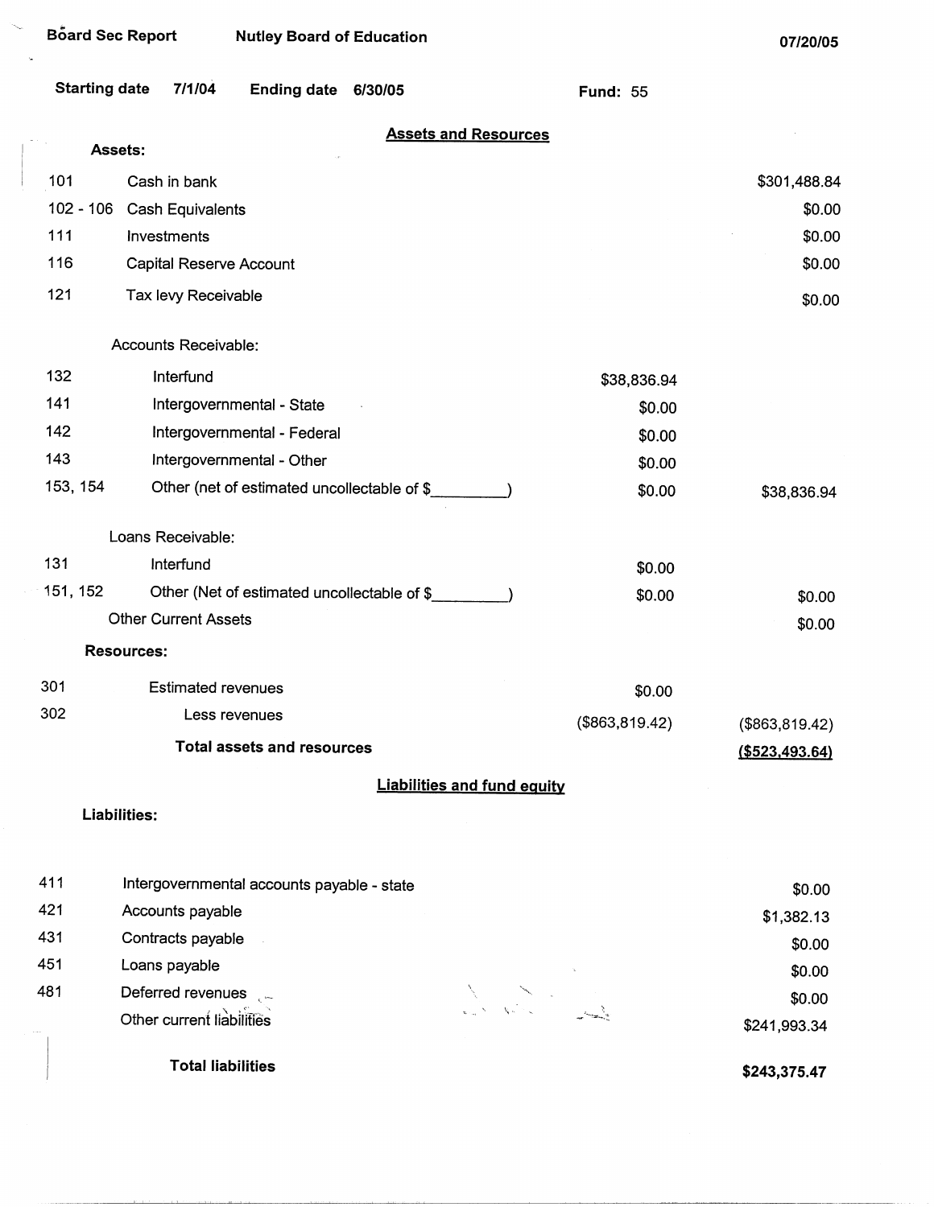Board Sec Report | Nutley Board of Education | 07/20/05

Starting date 7/1/04 | Ending date 6/30/05 | Fund: 55

## Assets and Resources

| Code | Description | | Amount |
|---|---|---|---|
| **Assets:** | | | |
| 101 | Cash in bank | | $301,488.84 |
| 102 - 106 | Cash Equivalents | | $0.00 |
| 111 | Investments | | $0.00 |
| 116 | Capital Reserve Account | | $0.00 |
| 121 | Tax levy Receivable | | $0.00 |
| | Accounts Receivable: | | |
| 132 | Interfund | $38,836.94 | |
| 141 | Intergovernmental - State | $0.00 | |
| 142 | Intergovernmental - Federal | $0.00 | |
| 143 | Intergovernmental - Other | $0.00 | |
| 153, 154 | Other (net of estimated uncollectable of $_________) | $0.00 | $38,836.94 |
| | Loans Receivable: | | |
| 131 | Interfund | $0.00 | |
| 151, 152 | Other (Net of estimated uncollectable of $_________) | $0.00 | $0.00 |
| | Other Current Assets | | $0.00 |
| **Resources:** | | | |
| 301 | Estimated revenues | $0.00 | |
| 302 | Less revenues | ($863,819.42) | ($863,819.42) |
| | **Total assets and resources** | | **($523,493.64)** |

## Liabilities and fund equity

| Code | Description | Amount |
|---|---|---|
| **Liabilities:** | | |
| 411 | Intergovernmental accounts payable - state | $0.00 |
| 421 | Accounts payable | $1,382.13 |
| 431 | Contracts payable | $0.00 |
| 451 | Loans payable | $0.00 |
| 481 | Deferred revenues | $0.00 |
| | Other current liabilities | $241,993.34 |
| | **Total liabilities** | **$243,375.47** |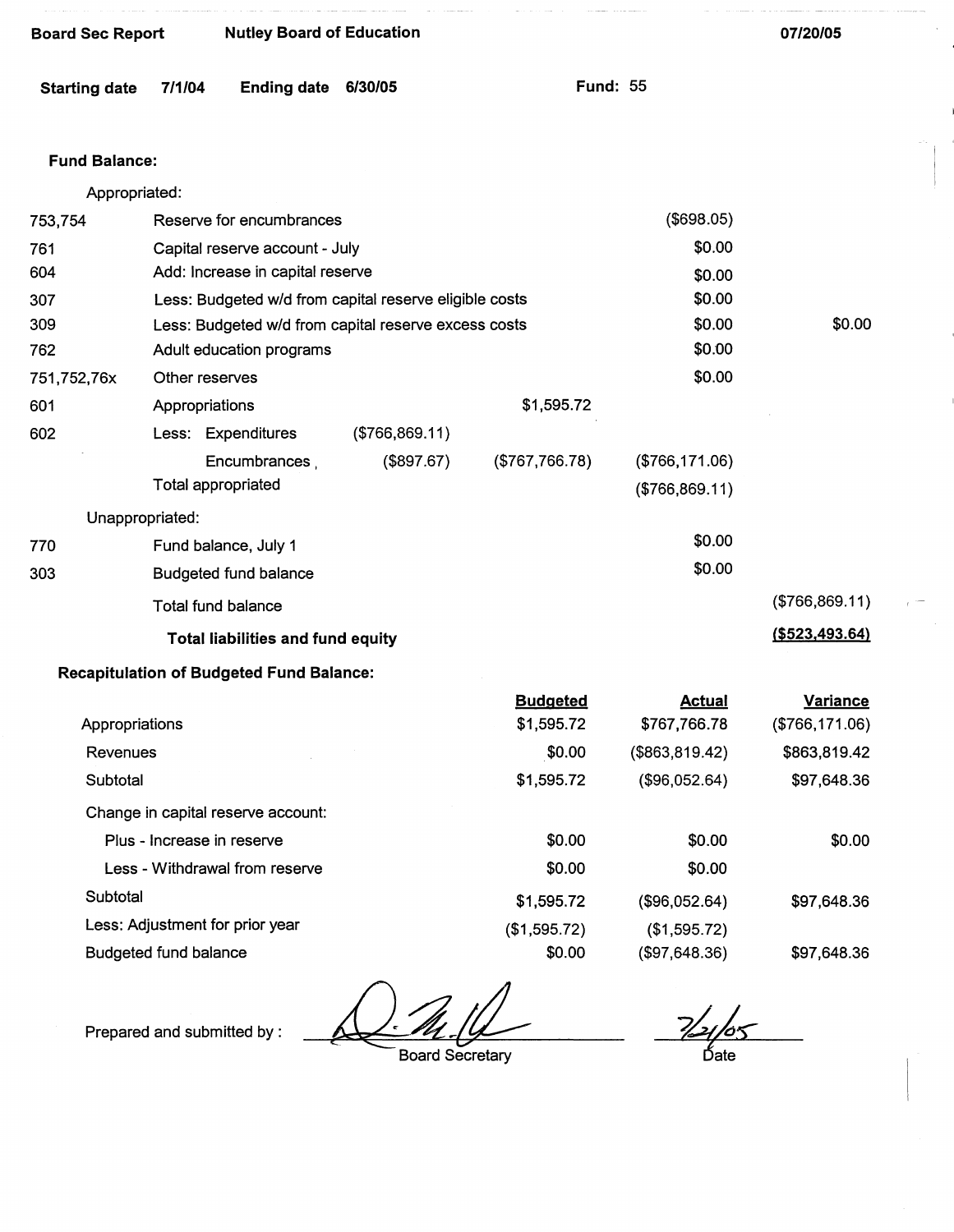**Board Sec Report** **Nutley Board of Education** **07/20/05**

**Starting date** 7/1/04 **Ending date** 6/30/05 **Fund:** 55

**Fund Balance:**

| | | | | | |
|---|---|---|---|---|---|
| | Appropriated: | | | | |
| 753,754 | Reserve for encumbrances | | | ($698.05) | |
| 761 | Capital reserve account - July | | | $0.00 | |
| 604 | Add: Increase in capital reserve | | | $0.00 | |
| 307 | Less: Budgeted w/d from capital reserve eligible costs | | | $0.00 | |
| 309 | Less: Budgeted w/d from capital reserve excess costs | | | $0.00 | $0.00 |
| 762 | Adult education programs | | | $0.00 | |
| 751,752,76x | Other reserves | | | $0.00 | |
| 601 | Appropriations | | $1,595.72 | | |
| 602 | Less: Expenditures | ($766,869.11) | | | |
| | Encumbrances | ($897.67) | ($767,766.78) | ($766,171.06) | |
| | Total appropriated | | | ($766,869.11) | |
| | Unappropriated: | | | | |
| 770 | Fund balance, July 1 | | | $0.00 | |
| 303 | Budgeted fund balance | | | $0.00 | |
| | Total fund balance | | | | ($766,869.11) |
| | **Total liabilities and fund equity** | | | | **($523,493.64)** |

**Recapitulation of Budgeted Fund Balance:**

| | Budgeted | Actual | Variance |
|---|---|---|---|
| Appropriations | $1,595.72 | $767,766.78 | ($766,171.06) |
| Revenues | $0.00 | ($863,819.42) | $863,819.42 |
| Subtotal | $1,595.72 | ($96,052.64) | $97,648.36 |
| Change in capital reserve account: | | | |
| Plus - Increase in reserve | $0.00 | $0.00 | $0.00 |
| Less - Withdrawal from reserve | $0.00 | $0.00 | |
| Subtotal | $1,595.72 | ($96,052.64) | $97,648.36 |
| Less: Adjustment for prior year | ($1,595.72) | ($1,595.72) | |
| Budgeted fund balance | $0.00 | ($97,648.36) | $97,648.36 |

Prepared and submitted by : ____________ Board Secretary    7/21/05 Date